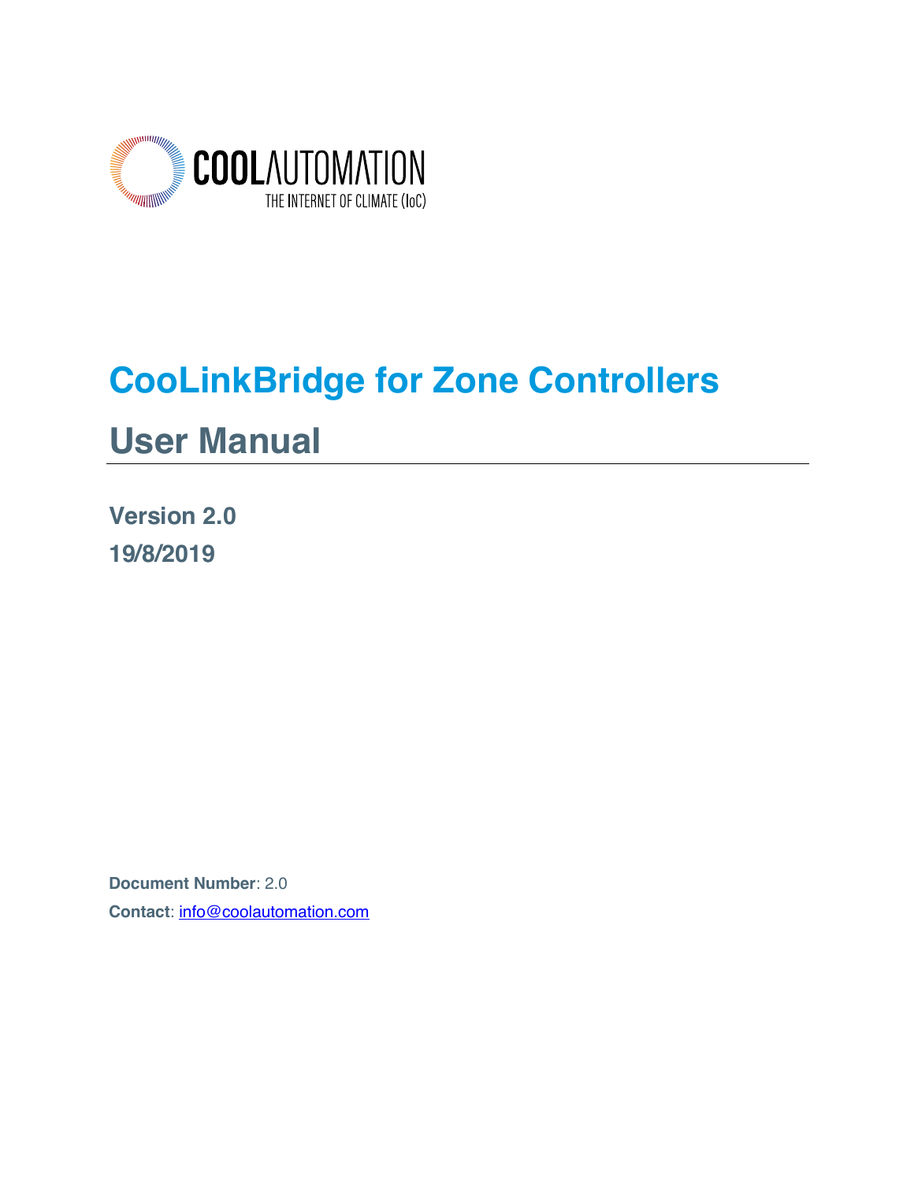COOLAUTOMATION

THE INTERNET OF CLIMATE (IoC)

# CooLinkBridge for Zone Controllers

# User Manual

**Version 2.0**

**19/8/2019**

**Document Number**: 2.0

**Contact**: info@coolautomation.com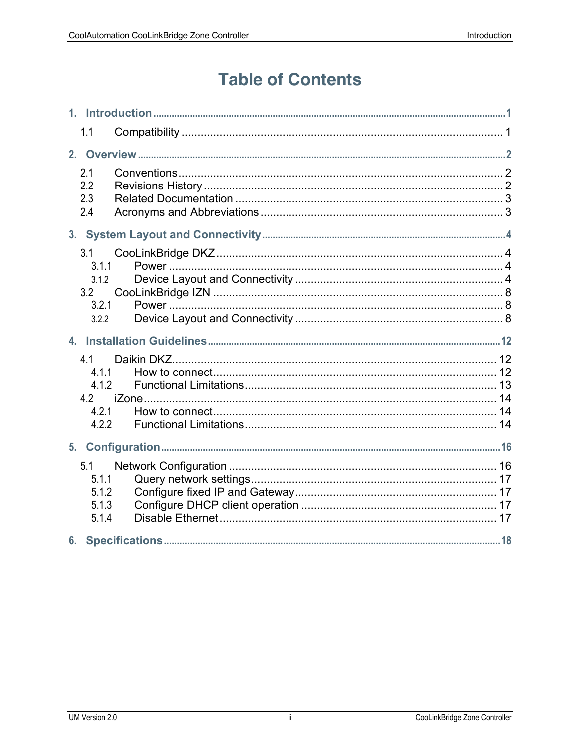# Table of Contents

1. **Introduction** ..................................................... 1
   - 1.1 Compatibility ..................................................... 1
2. **Overview** ..................................................... 2
   - 2.1 Conventions ..................................................... 2
   - 2.2 Revisions History ..................................................... 2
   - 2.3 Related Documentation ..................................................... 3
   - 2.4 Acronyms and Abbreviations ..................................................... 3
3. **System Layout and Connectivity** ..................................................... 4
   - 3.1 CooLinkBridge DKZ ..................................................... 4
     - 3.1.1 Power ..................................................... 4
     - 3.1.2 Device Layout and Connectivity ..................................................... 4
   - 3.2 CooLinkBridge IZN ..................................................... 8
     - 3.2.1 Power ..................................................... 8
     - 3.2.2 Device Layout and Connectivity ..................................................... 8
4. **Installation Guidelines** ..................................................... 12
   - 4.1 Daikin DKZ ..................................................... 12
     - 4.1.1 How to connect ..................................................... 12
     - 4.1.2 Functional Limitations ..................................................... 13
   - 4.2 iZone ..................................................... 14
     - 4.2.1 How to connect ..................................................... 14
     - 4.2.2 Functional Limitations ..................................................... 14
5. **Configuration** ..................................................... 16
   - 5.1 Network Configuration ..................................................... 16
     - 5.1.1 Query network settings ..................................................... 17
     - 5.1.2 Configure fixed IP and Gateway ..................................................... 17
     - 5.1.3 Configure DHCP client operation ..................................................... 17
     - 5.1.4 Disable Ethernet ..................................................... 17
6. **Specifications** ..................................................... 18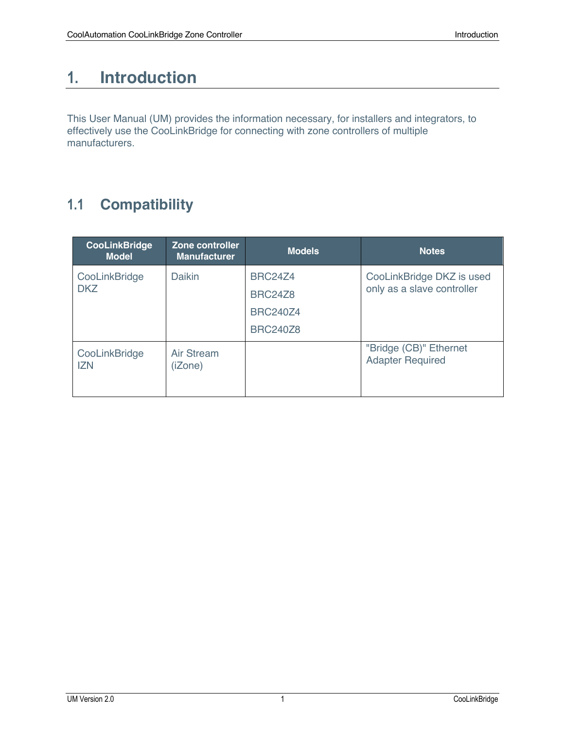# 1. Introduction

This User Manual (UM) provides the information necessary, for installers and integrators, to effectively use the CooLinkBridge for connecting with zone controllers of multiple manufacturers.

## 1.1 Compatibility

| CooLinkBridge Model | Zone controller Manufacturer | Models | Notes |
|---|---|---|---|
| CooLinkBridge DKZ | Daikin | BRC24Z4<br>BRC24Z8<br>BRC240Z4<br>BRC240Z8 | CooLinkBridge DKZ is used only as a slave controller |
| CooLinkBridge IZN | Air Stream (iZone) | | "Bridge (CB)" Ethernet Adapter Required |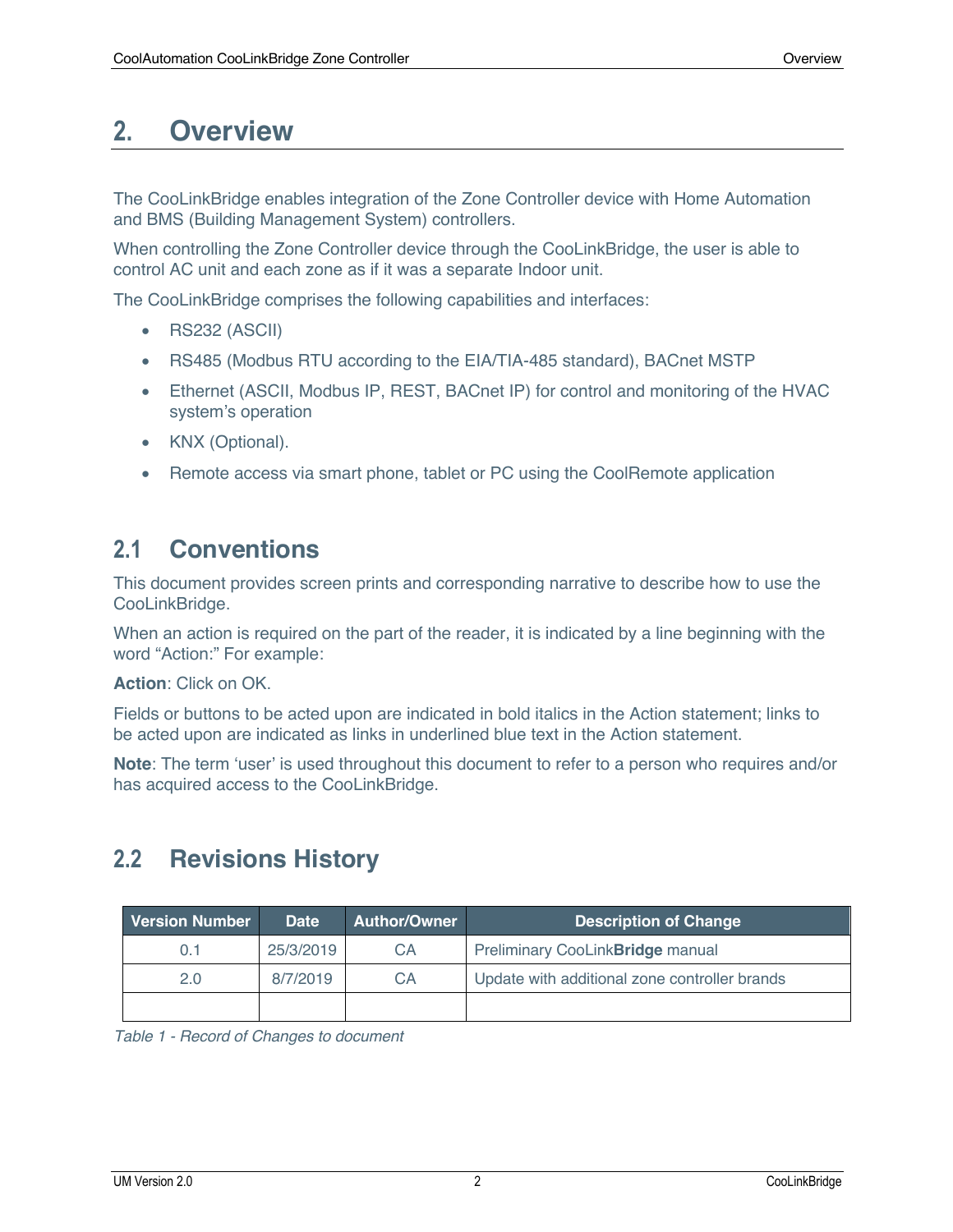# 2. Overview

The CooLinkBridge enables integration of the Zone Controller device with Home Automation and BMS (Building Management System) controllers.

When controlling the Zone Controller device through the CooLinkBridge, the user is able to control AC unit and each zone as if it was a separate Indoor unit.

The CooLinkBridge comprises the following capabilities and interfaces:

- RS232 (ASCII)
- RS485 (Modbus RTU according to the EIA/TIA-485 standard), BACnet MSTP
- Ethernet (ASCII, Modbus IP, REST, BACnet IP) for control and monitoring of the HVAC system's operation
- KNX (Optional).
- Remote access via smart phone, tablet or PC using the CoolRemote application

## 2.1 Conventions

This document provides screen prints and corresponding narrative to describe how to use the CooLinkBridge.

When an action is required on the part of the reader, it is indicated by a line beginning with the word "Action:" For example:

**Action**: Click on OK.

Fields or buttons to be acted upon are indicated in bold italics in the Action statement; links to be acted upon are indicated as links in underlined blue text in the Action statement.

**Note**: The term 'user' is used throughout this document to refer to a person who requires and/or has acquired access to the CooLinkBridge.

## 2.2 Revisions History

| Version Number | Date | Author/Owner | Description of Change |
|---|---|---|---|
| 0.1 | 25/3/2019 | CA | Preliminary CooLink**Bridge** manual |
| 2.0 | 8/7/2019 | CA | Update with additional zone controller brands |
| | | | |

*Table 1 - Record of Changes to document*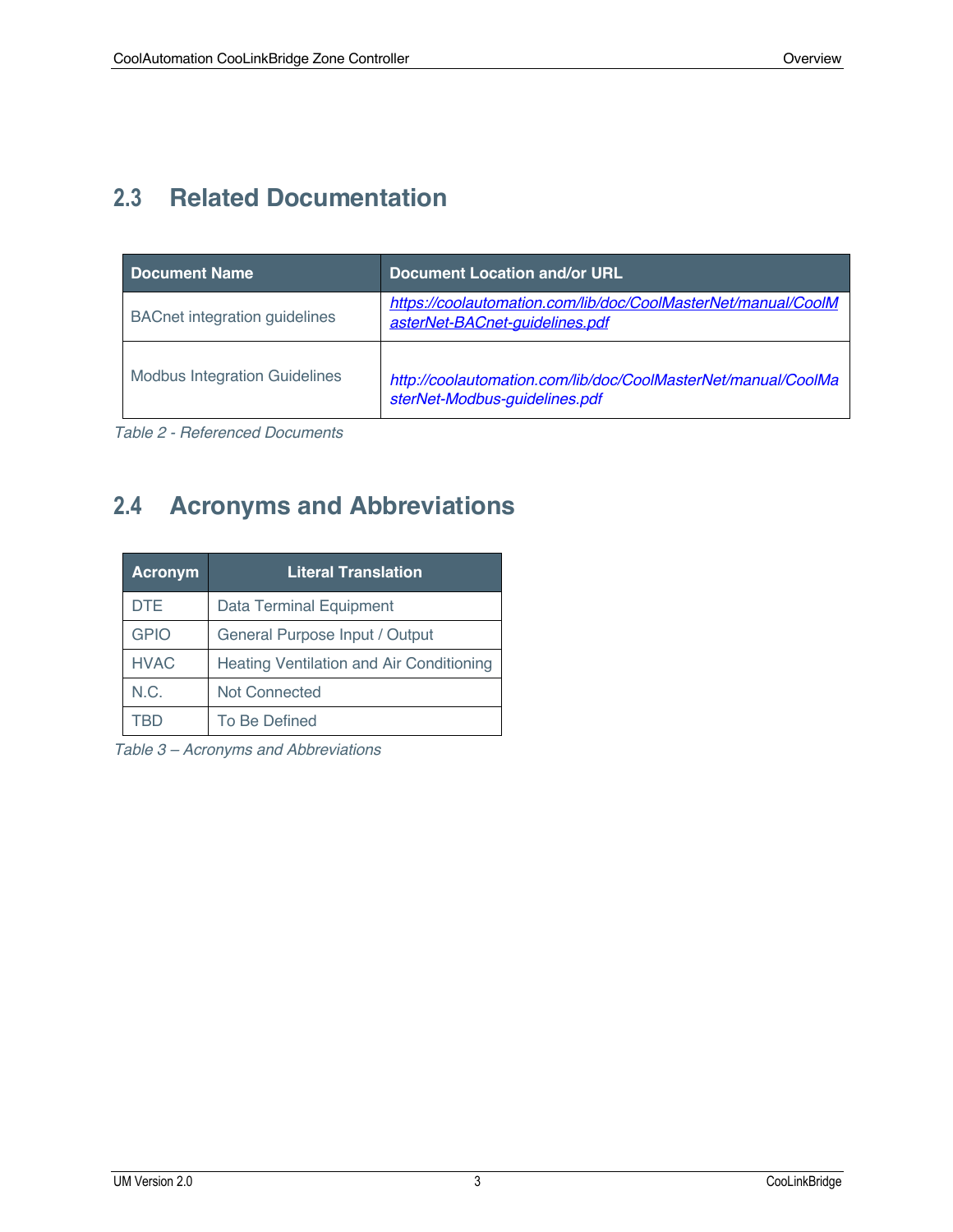## 2.3 Related Documentation

| Document Name | Document Location and/or URL |
| --- | --- |
| BACnet integration guidelines | *https://coolautomation.com/lib/doc/CoolMasterNet/manual/CoolMasterNet-BACnet-guidelines.pdf* |
| Modbus Integration Guidelines | *http://coolautomation.com/lib/doc/CoolMasterNet/manual/CoolMasterNet-Modbus-guidelines.pdf* |

*Table 2 - Referenced Documents*

## 2.4 Acronyms and Abbreviations

| Acronym | Literal Translation |
| --- | --- |
| DTE | Data Terminal Equipment |
| GPIO | General Purpose Input / Output |
| HVAC | Heating Ventilation and Air Conditioning |
| N.C. | Not Connected |
| TBD | To Be Defined |

*Table 3 – Acronyms and Abbreviations*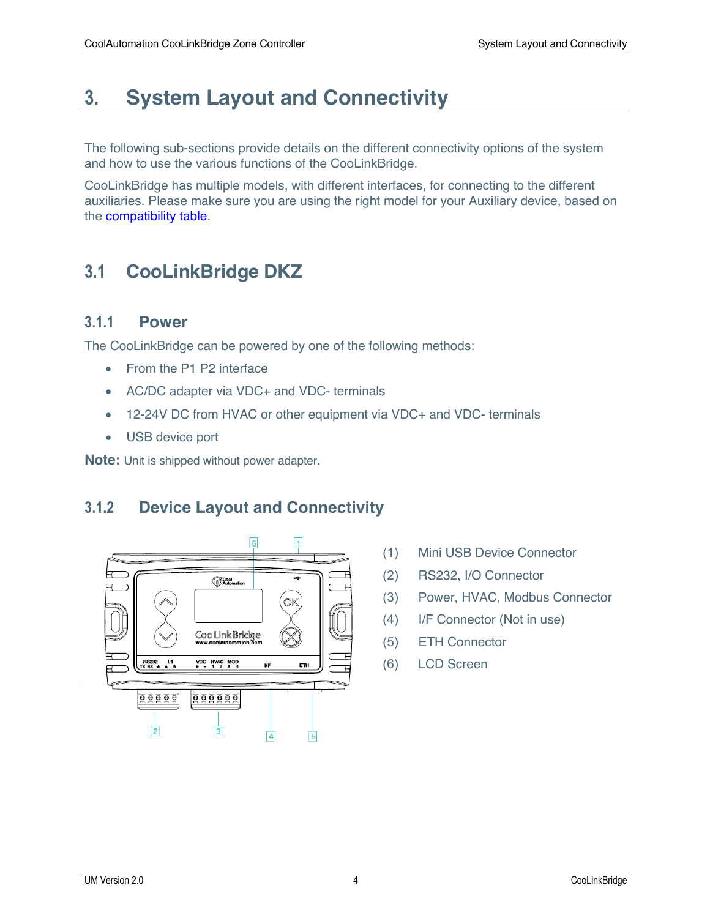# 3. System Layout and Connectivity

The following sub-sections provide details on the different connectivity options of the system and how to use the various functions of the CooLinkBridge.

CooLinkBridge has multiple models, with different interfaces, for connecting to the different auxiliaries. Please make sure you are using the right model for your Auxiliary device, based on the compatibility table.

## 3.1 CooLinkBridge DKZ

### 3.1.1 Power

The CooLinkBridge can be powered by one of the following methods:

- From the P1 P2 interface
- AC/DC adapter via VDC+ and VDC- terminals
- 12-24V DC from HVAC or other equipment via VDC+ and VDC- terminals
- USB device port

**Note:** Unit is shipped without power adapter.

### 3.1.2 Device Layout and Connectivity

(1) Mini USB Device Connector

(2) RS232, I/O Connector

(3) Power, HVAC, Modbus Connector

(4) I/F Connector (Not in use)

(5) ETH Connector

(6) LCD Screen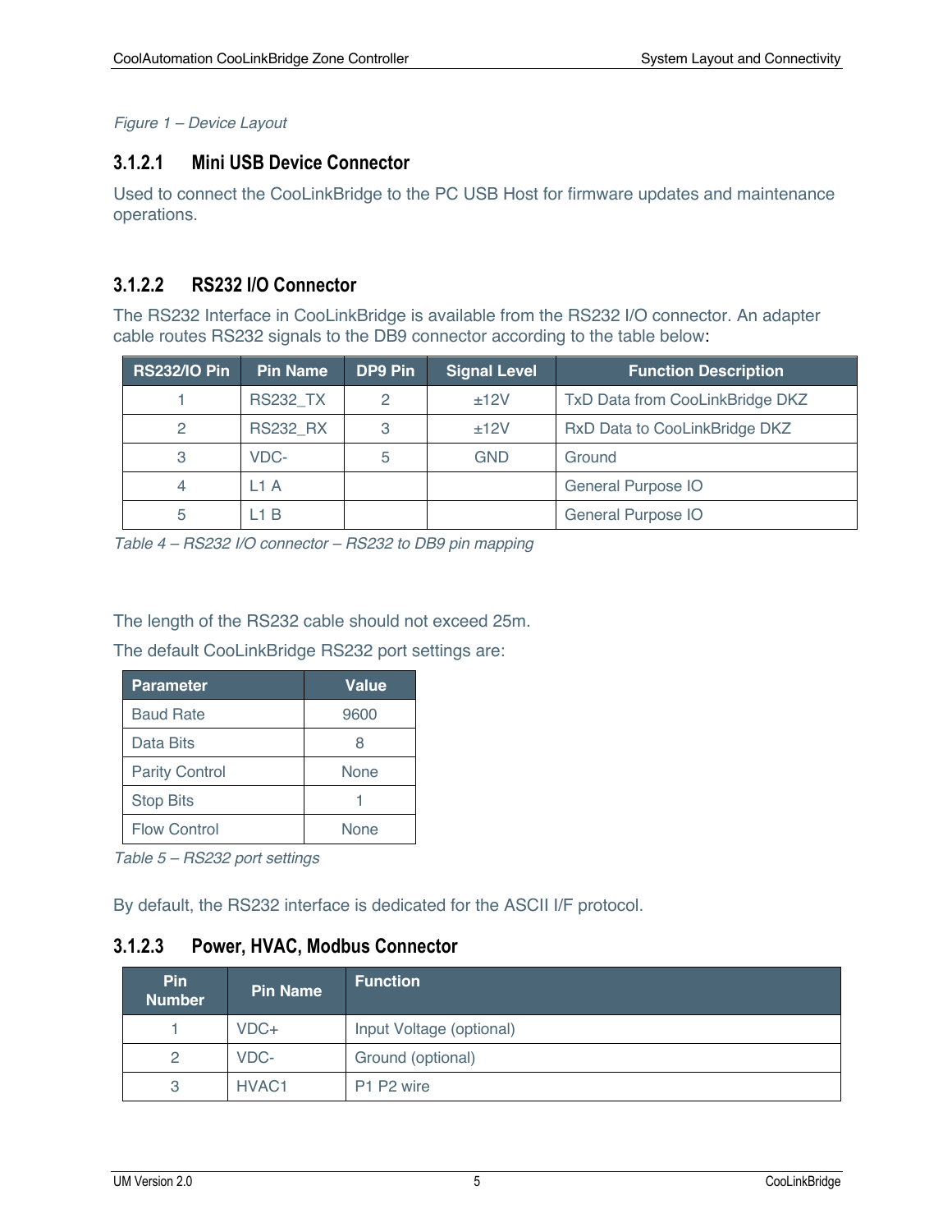*Figure 1 – Device Layout*

#### 3.1.2.1 Mini USB Device Connector

Used to connect the CooLinkBridge to the PC USB Host for firmware updates and maintenance operations.

#### 3.1.2.2 RS232 I/O Connector

The RS232 Interface in CooLinkBridge is available from the RS232 I/O connector. An adapter cable routes RS232 signals to the DB9 connector according to the table below:

| RS232/IO Pin | Pin Name | DP9 Pin | Signal Level | Function Description |
|---|---|---|---|---|
| 1 | RS232_TX | 2 | ±12V | TxD Data from CooLinkBridge DKZ |
| 2 | RS232_RX | 3 | ±12V | RxD Data to CooLinkBridge DKZ |
| 3 | VDC- | 5 | GND | Ground |
| 4 | L1 A | | | General Purpose IO |
| 5 | L1 B | | | General Purpose IO |

*Table 4 – RS232 I/O connector – RS232 to DB9 pin mapping*

The length of the RS232 cable should not exceed 25m.

The default CooLinkBridge RS232 port settings are:

| Parameter | Value |
|---|---|
| Baud Rate | 9600 |
| Data Bits | 8 |
| Parity Control | None |
| Stop Bits | 1 |
| Flow Control | None |

*Table 5 – RS232 port settings*

By default, the RS232 interface is dedicated for the ASCII I/F protocol.

#### 3.1.2.3 Power, HVAC, Modbus Connector

| Pin Number | Pin Name | Function |
|---|---|---|
| 1 | VDC+ | Input Voltage (optional) |
| 2 | VDC- | Ground (optional) |
| 3 | HVAC1 | P1 P2 wire |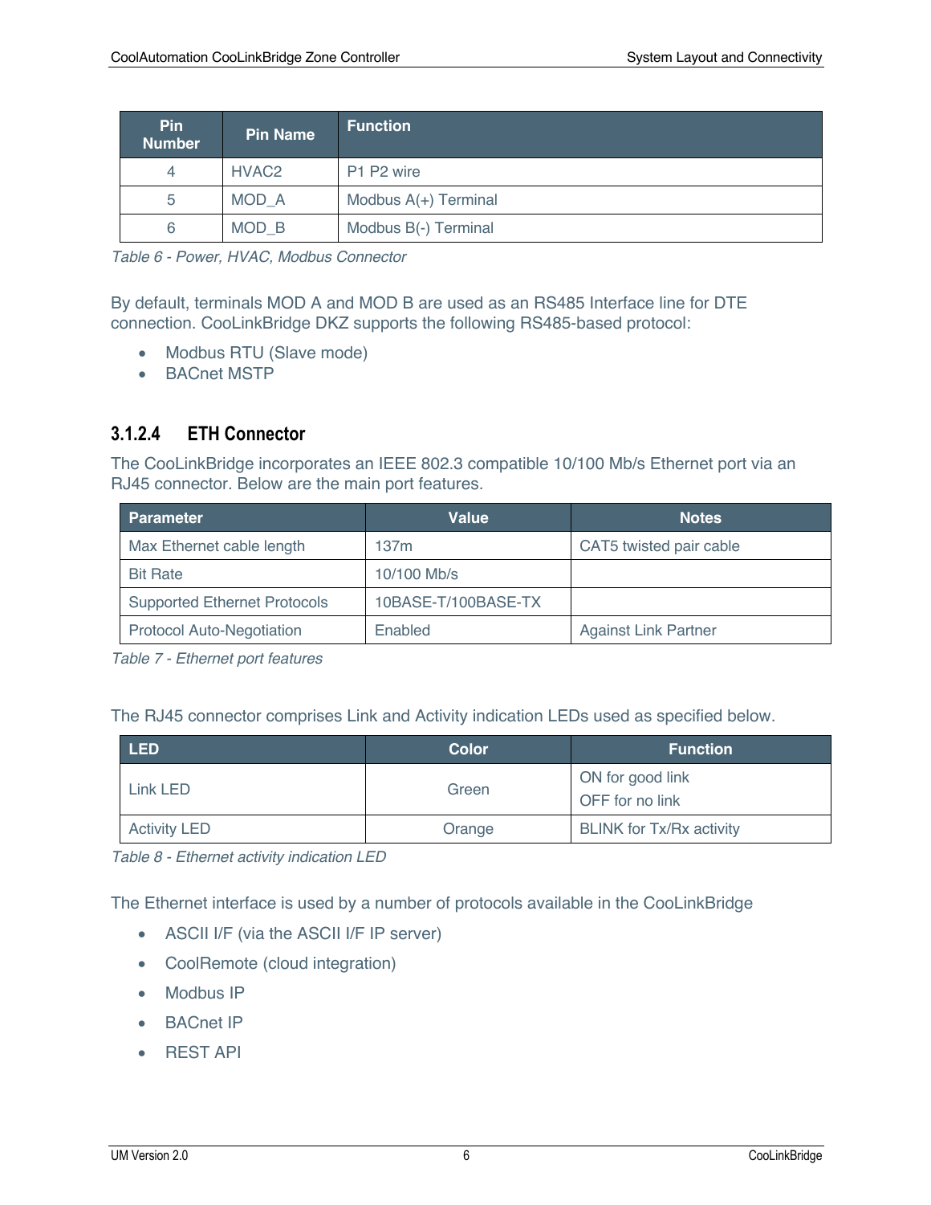| Pin Number | Pin Name | Function |
|---|---|---|
| 4 | HVAC2 | P1 P2 wire |
| 5 | MOD_A | Modbus A(+) Terminal |
| 6 | MOD_B | Modbus B(-) Terminal |

*Table 6 - Power, HVAC, Modbus Connector*

By default, terminals MOD A and MOD B are used as an RS485 Interface line for DTE connection. CooLinkBridge DKZ supports the following RS485-based protocol:

- Modbus RTU (Slave mode)
- BACnet MSTP

#### 3.1.2.4 ETH Connector

The CooLinkBridge incorporates an IEEE 802.3 compatible 10/100 Mb/s Ethernet port via an RJ45 connector. Below are the main port features.

| Parameter | Value | Notes |
|---|---|---|
| Max Ethernet cable length | 137m | CAT5 twisted pair cable |
| Bit Rate | 10/100 Mb/s | |
| Supported Ethernet Protocols | 10BASE-T/100BASE-TX | |
| Protocol Auto-Negotiation | Enabled | Against Link Partner |

*Table 7 - Ethernet port features*

The RJ45 connector comprises Link and Activity indication LEDs used as specified below.

| LED | Color | Function |
|---|---|---|
| Link LED | Green | ON for good link<br>OFF for no link |
| Activity LED | Orange | BLINK for Tx/Rx activity |

*Table 8 - Ethernet activity indication LED*

The Ethernet interface is used by a number of protocols available in the CooLinkBridge

- ASCII I/F (via the ASCII I/F IP server)
- CoolRemote (cloud integration)
- Modbus IP
- BACnet IP
- REST API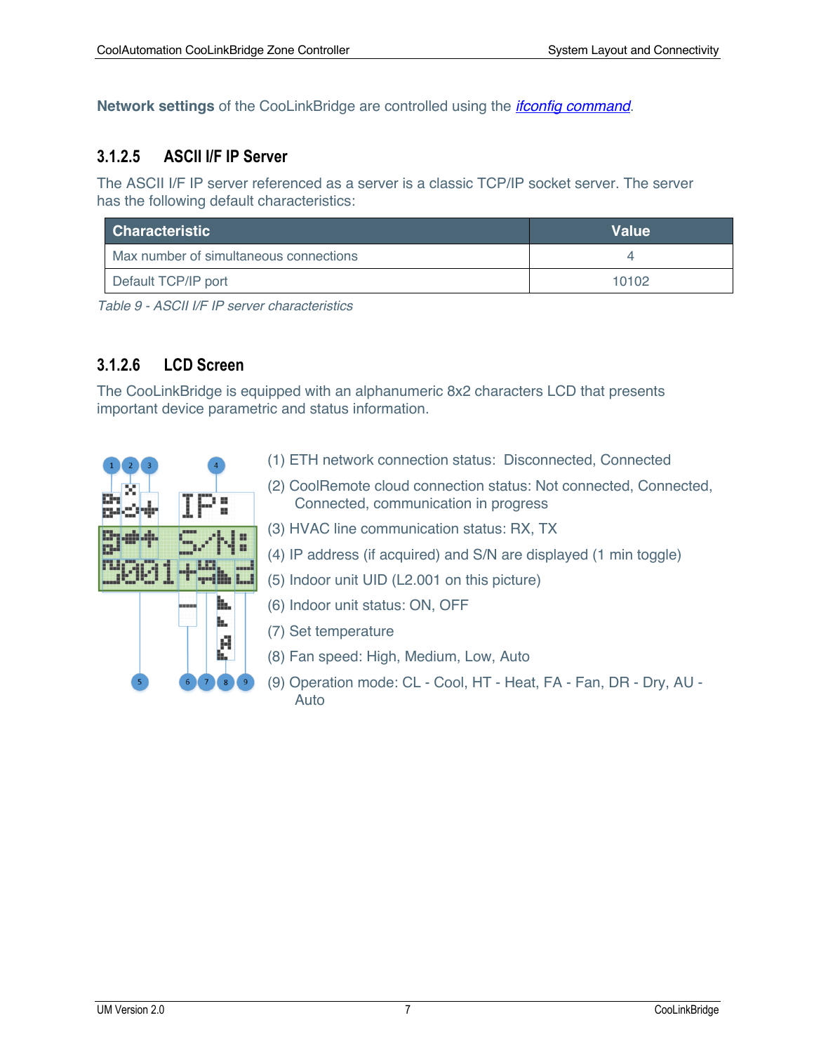**Network settings** of the CooLinkBridge are controlled using the *ifconfig command*.

### 3.1.2.5 ASCII I/F IP Server

The ASCII I/F IP server referenced as a server is a classic TCP/IP socket server. The server has the following default characteristics:

| Characteristic | Value |
|---|---|
| Max number of simultaneous connections | 4 |
| Default TCP/IP port | 10102 |

*Table 9 - ASCII I/F IP server characteristics*

### 3.1.2.6 LCD Screen

The CooLinkBridge is equipped with an alphanumeric 8x2 characters LCD that presents important device parametric and status information.

(1) ETH network connection status: Disconnected, Connected

(2) CoolRemote cloud connection status: Not connected, Connected, Connected, communication in progress

(3) HVAC line communication status: RX, TX

(4) IP address (if acquired) and S/N are displayed (1 min toggle)

(5) Indoor unit UID (L2.001 on this picture)

(6) Indoor unit status: ON, OFF

(7) Set temperature

(8) Fan speed: High, Medium, Low, Auto

(9) Operation mode: CL - Cool, HT - Heat, FA - Fan, DR - Dry, AU - Auto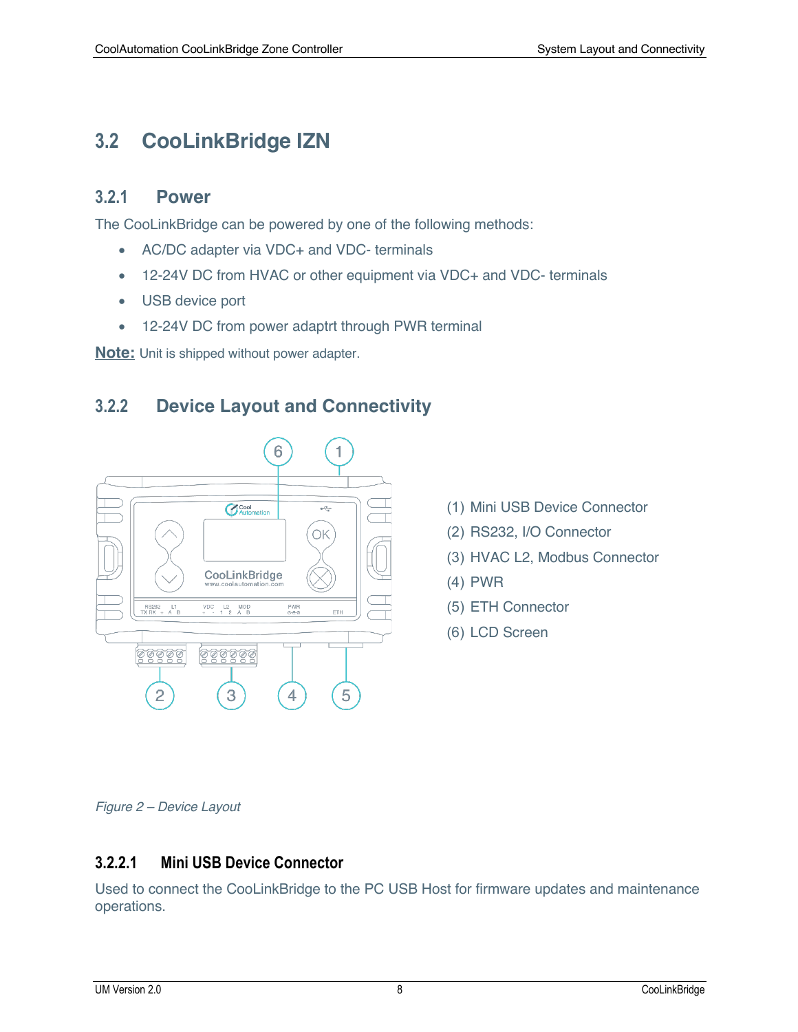## 3.2 CooLinkBridge IZN

### 3.2.1 Power

The CooLinkBridge can be powered by one of the following methods:

- AC/DC adapter via VDC+ and VDC- terminals
- 12-24V DC from HVAC or other equipment via VDC+ and VDC- terminals
- USB device port
- 12-24V DC from power adaptrt through PWR terminal

**Note:** Unit is shipped without power adapter.

### 3.2.2 Device Layout and Connectivity

(1) Mini USB Device Connector
(2) RS232, I/O Connector
(3) HVAC L2, Modbus Connector
(4) PWR
(5) ETH Connector
(6) LCD Screen

*Figure 2 – Device Layout*

#### 3.2.2.1 Mini USB Device Connector

Used to connect the CooLinkBridge to the PC USB Host for firmware updates and maintenance operations.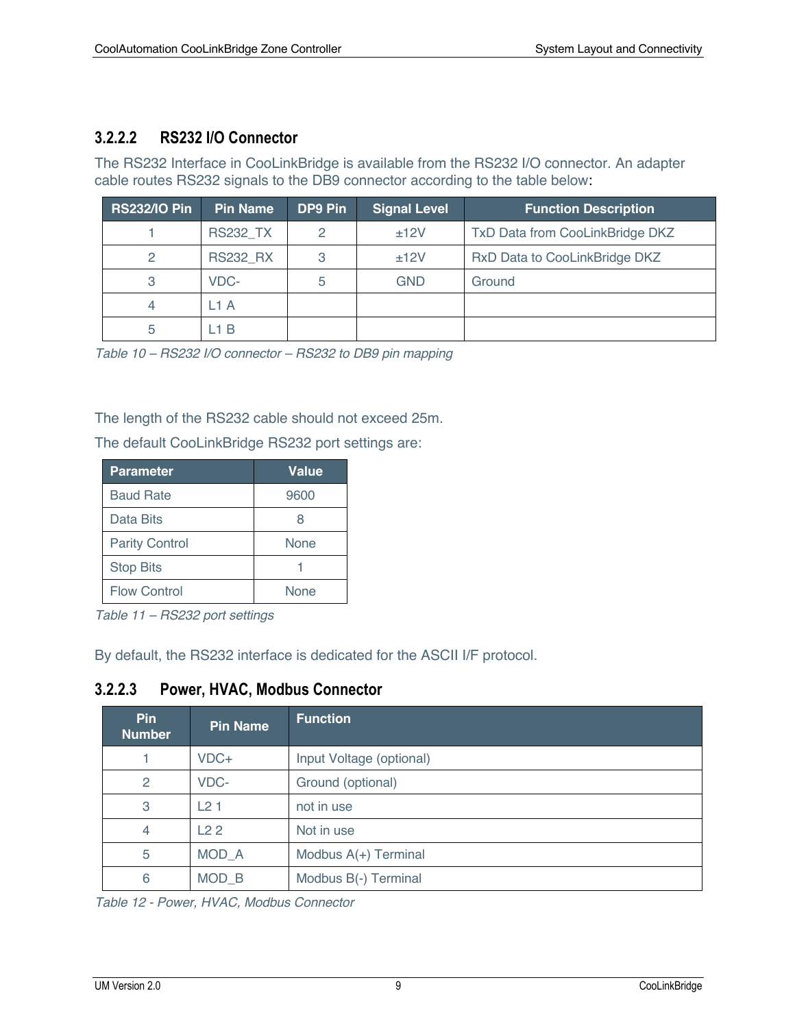### 3.2.2.2 RS232 I/O Connector

The RS232 Interface in CooLinkBridge is available from the RS232 I/O connector. An adapter cable routes RS232 signals to the DB9 connector according to the table below:

| RS232/IO Pin | Pin Name | DP9 Pin | Signal Level | Function Description |
|---|---|---|---|---|
| 1 | RS232_TX | 2 | ±12V | TxD Data from CooLinkBridge DKZ |
| 2 | RS232_RX | 3 | ±12V | RxD Data to CooLinkBridge DKZ |
| 3 | VDC- | 5 | GND | Ground |
| 4 | L1 A | | | |
| 5 | L1 B | | | |

*Table 10 – RS232 I/O connector – RS232 to DB9 pin mapping*

The length of the RS232 cable should not exceed 25m.

The default CooLinkBridge RS232 port settings are:

| Parameter | Value |
|---|---|
| Baud Rate | 9600 |
| Data Bits | 8 |
| Parity Control | None |
| Stop Bits | 1 |
| Flow Control | None |

*Table 11 – RS232 port settings*

By default, the RS232 interface is dedicated for the ASCII I/F protocol.

### 3.2.2.3 Power, HVAC, Modbus Connector

| Pin Number | Pin Name | Function |
|---|---|---|
| 1 | VDC+ | Input Voltage (optional) |
| 2 | VDC- | Ground (optional) |
| 3 | L2 1 | not in use |
| 4 | L2 2 | Not in use |
| 5 | MOD_A | Modbus A(+) Terminal |
| 6 | MOD_B | Modbus B(-) Terminal |

*Table 12 - Power, HVAC, Modbus Connector*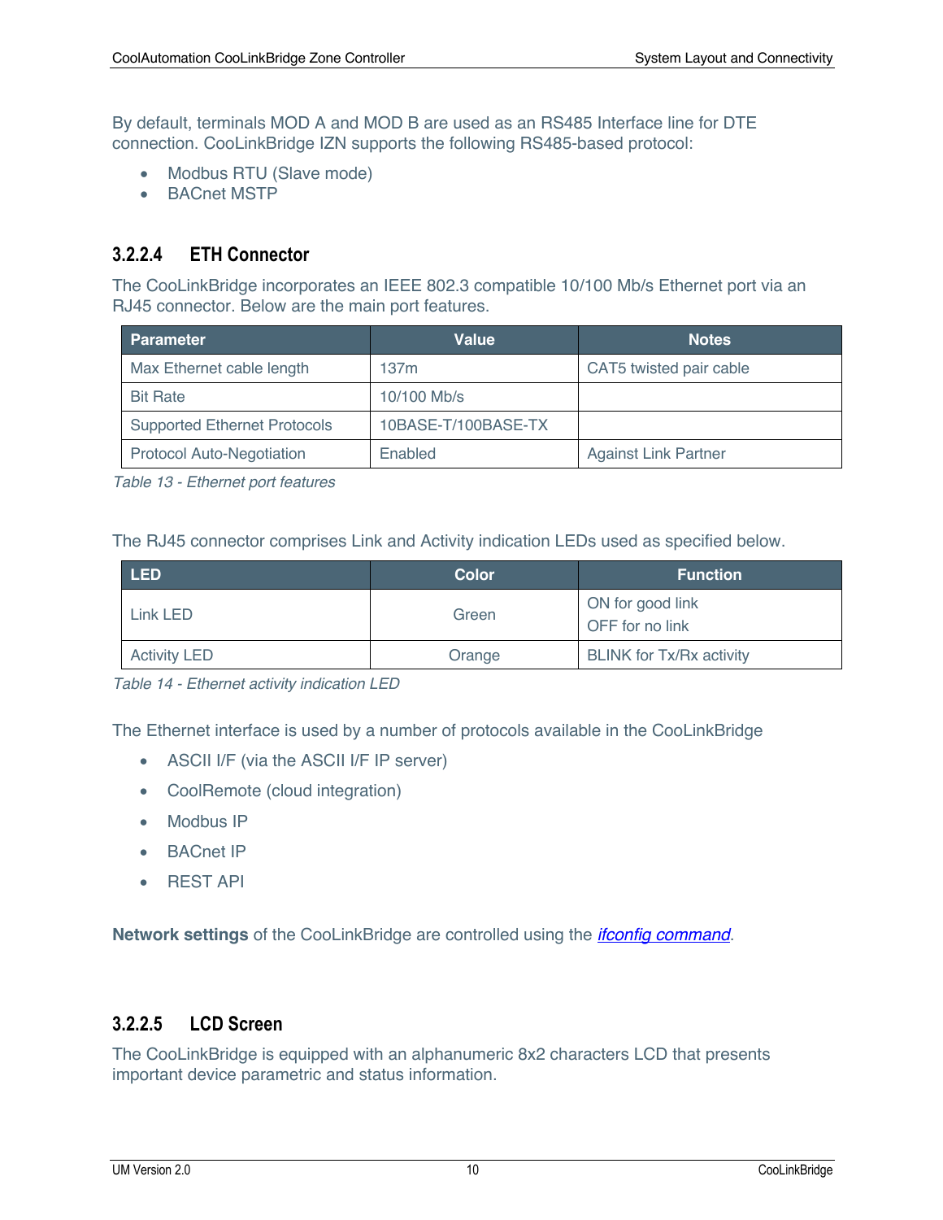By default, terminals MOD A and MOD B are used as an RS485 Interface line for DTE connection. CooLinkBridge IZN supports the following RS485-based protocol:

- Modbus RTU (Slave mode)
- BACnet MSTP

### 3.2.2.4 ETH Connector

The CooLinkBridge incorporates an IEEE 802.3 compatible 10/100 Mb/s Ethernet port via an RJ45 connector. Below are the main port features.

| Parameter | Value | Notes |
|---|---|---|
| Max Ethernet cable length | 137m | CAT5 twisted pair cable |
| Bit Rate | 10/100 Mb/s | |
| Supported Ethernet Protocols | 10BASE-T/100BASE-TX | |
| Protocol Auto-Negotiation | Enabled | Against Link Partner |

*Table 13 - Ethernet port features*

The RJ45 connector comprises Link and Activity indication LEDs used as specified below.

| LED | Color | Function |
|---|---|---|
| Link LED | Green | ON for good link<br>OFF for no link |
| Activity LED | Orange | BLINK for Tx/Rx activity |

*Table 14 - Ethernet activity indication LED*

The Ethernet interface is used by a number of protocols available in the CooLinkBridge

- ASCII I/F (via the ASCII I/F IP server)
- CoolRemote (cloud integration)
- Modbus IP
- BACnet IP
- REST API

**Network settings** of the CooLinkBridge are controlled using the *ifconfig command*.

### 3.2.2.5 LCD Screen

The CooLinkBridge is equipped with an alphanumeric 8x2 characters LCD that presents important device parametric and status information.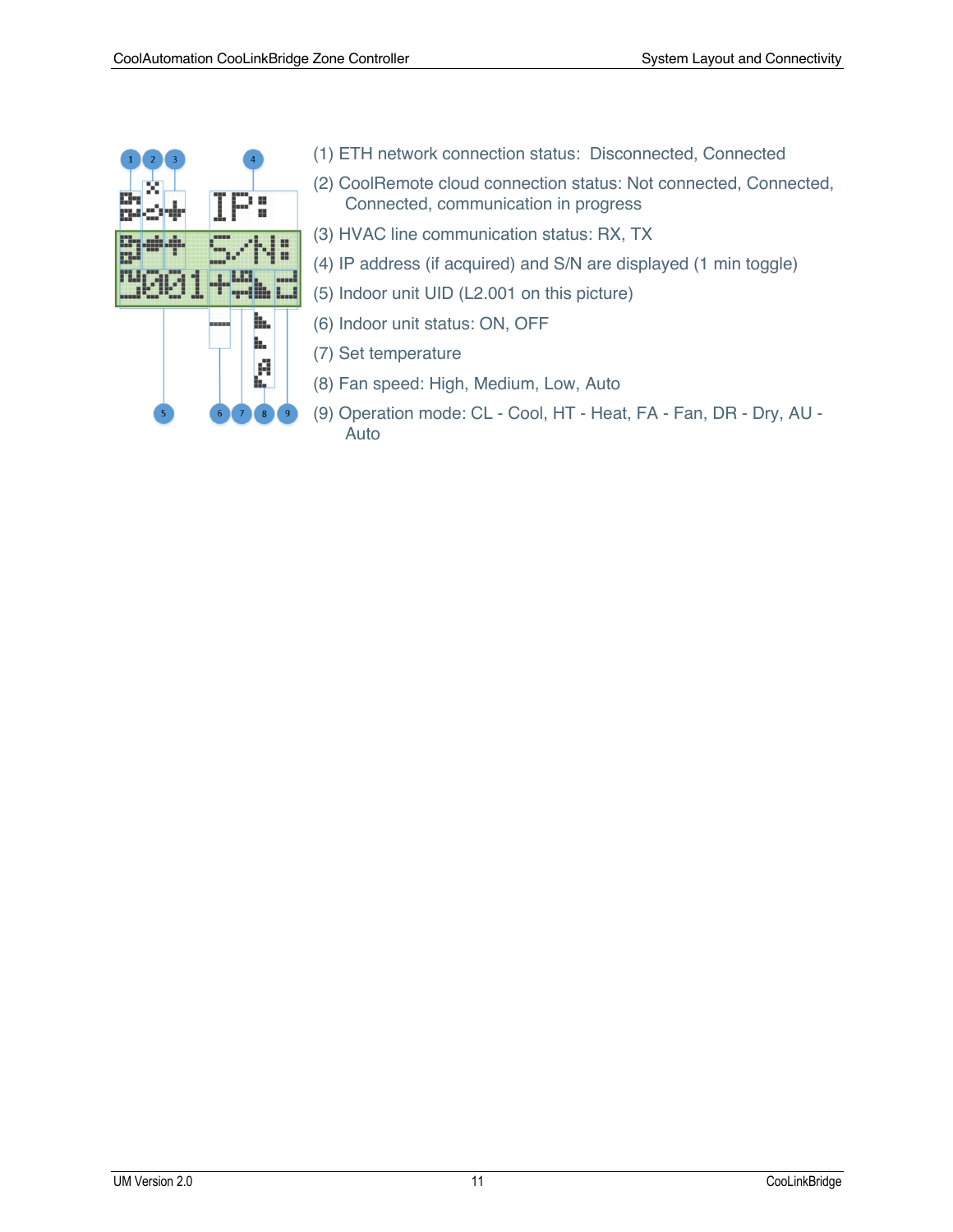(1) ETH network connection status: Disconnected, Connected

(2) CoolRemote cloud connection status: Not connected, Connected, Connected, communication in progress

(3) HVAC line communication status: RX, TX

(4) IP address (if acquired) and S/N are displayed (1 min toggle)

(5) Indoor unit UID (L2.001 on this picture)

(6) Indoor unit status: ON, OFF

(7) Set temperature

(8) Fan speed: High, Medium, Low, Auto

(9) Operation mode: CL - Cool, HT - Heat, FA - Fan, DR - Dry, AU - Auto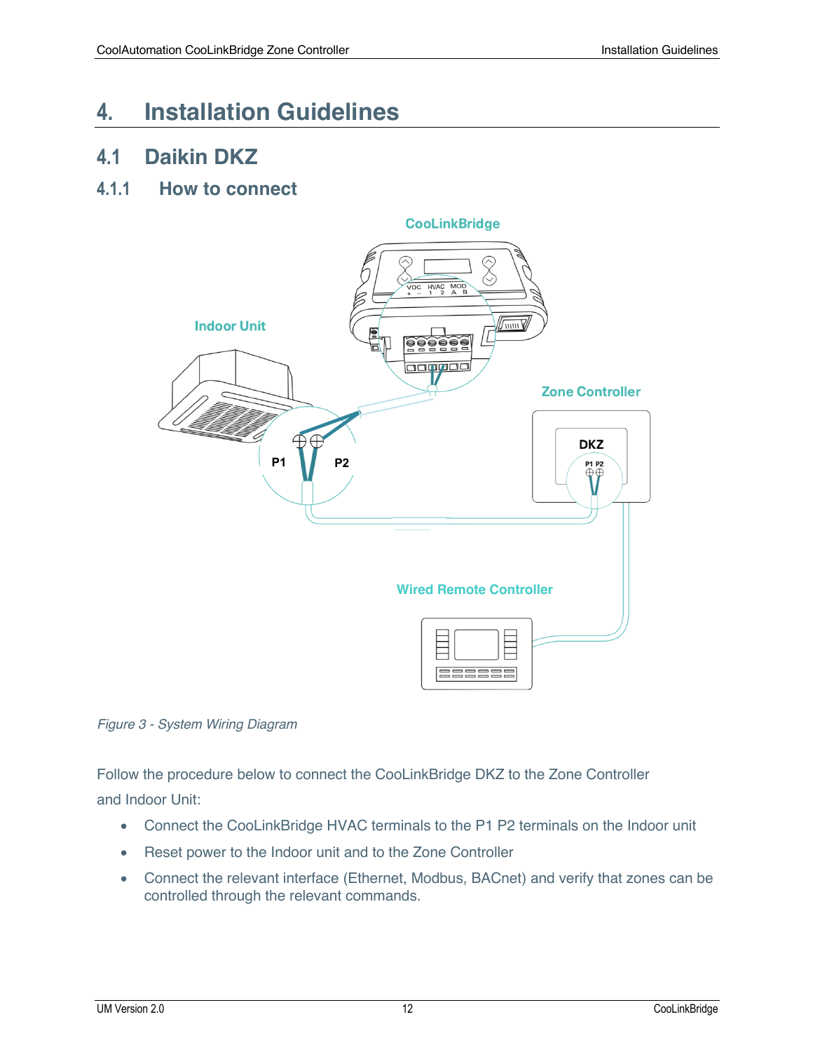# 4. Installation Guidelines

## 4.1 Daikin DKZ

### 4.1.1 How to connect

*Figure 3 - System Wiring Diagram*

Follow the procedure below to connect the CooLinkBridge DKZ to the Zone Controller and Indoor Unit:

- Connect the CooLinkBridge HVAC terminals to the P1 P2 terminals on the Indoor unit
- Reset power to the Indoor unit and to the Zone Controller
- Connect the relevant interface (Ethernet, Modbus, BACnet) and verify that zones can be controlled through the relevant commands.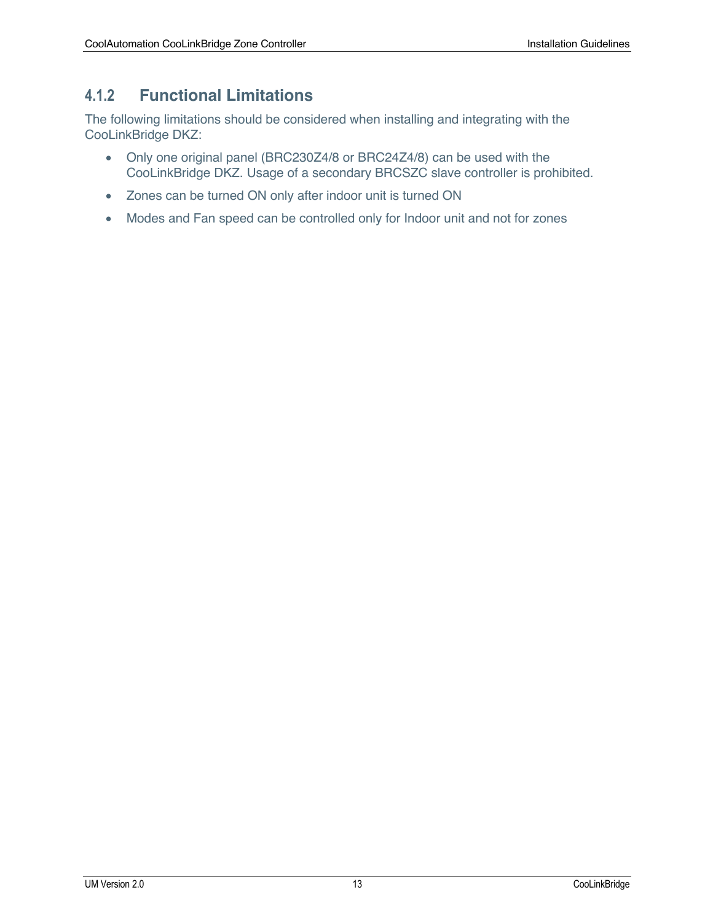### 4.1.2 Functional Limitations

The following limitations should be considered when installing and integrating with the CooLinkBridge DKZ:

- Only one original panel (BRC230Z4/8 or BRC24Z4/8) can be used with the CooLinkBridge DKZ. Usage of a secondary BRCSZC slave controller is prohibited.
- Zones can be turned ON only after indoor unit is turned ON
- Modes and Fan speed can be controlled only for Indoor unit and not for zones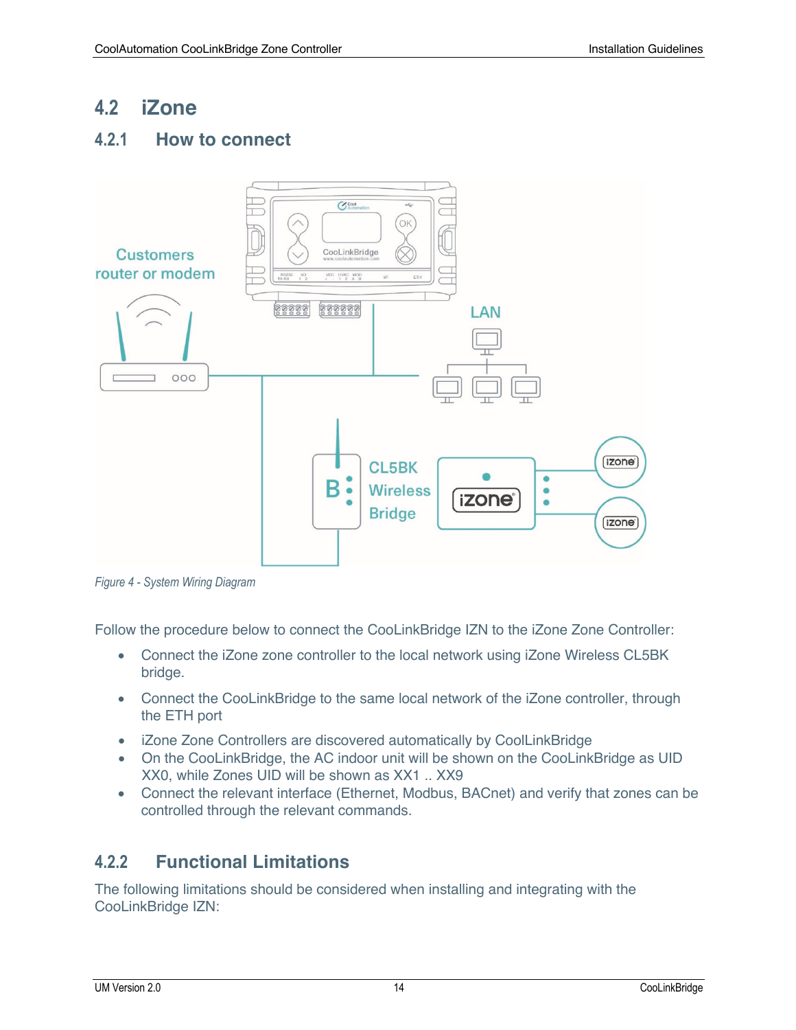## 4.2 iZone

### 4.2.1 How to connect

*Figure 4 - System Wiring Diagram*

Follow the procedure below to connect the CooLinkBridge IZN to the iZone Zone Controller:

- Connect the iZone zone controller to the local network using iZone Wireless CL5BK bridge.
- Connect the CooLinkBridge to the same local network of the iZone controller, through the ETH port
- iZone Zone Controllers are discovered automatically by CoolLinkBridge
- On the CooLinkBridge, the AC indoor unit will be shown on the CooLinkBridge as UID XX0, while Zones UID will be shown as XX1 .. XX9
- Connect the relevant interface (Ethernet, Modbus, BACnet) and verify that zones can be controlled through the relevant commands.

### 4.2.2 Functional Limitations

The following limitations should be considered when installing and integrating with the CooLinkBridge IZN: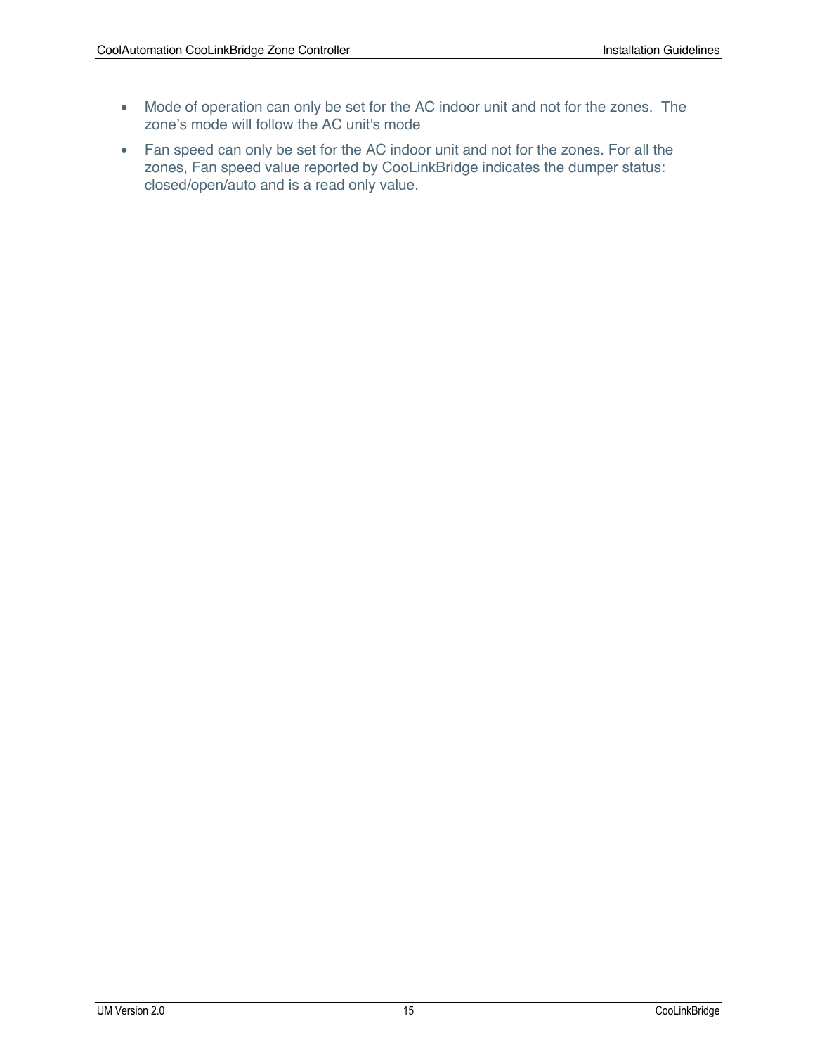- Mode of operation can only be set for the AC indoor unit and not for the zones. The zone's mode will follow the AC unit's mode
- Fan speed can only be set for the AC indoor unit and not for the zones. For all the zones, Fan speed value reported by CooLinkBridge indicates the dumper status: closed/open/auto and is a read only value.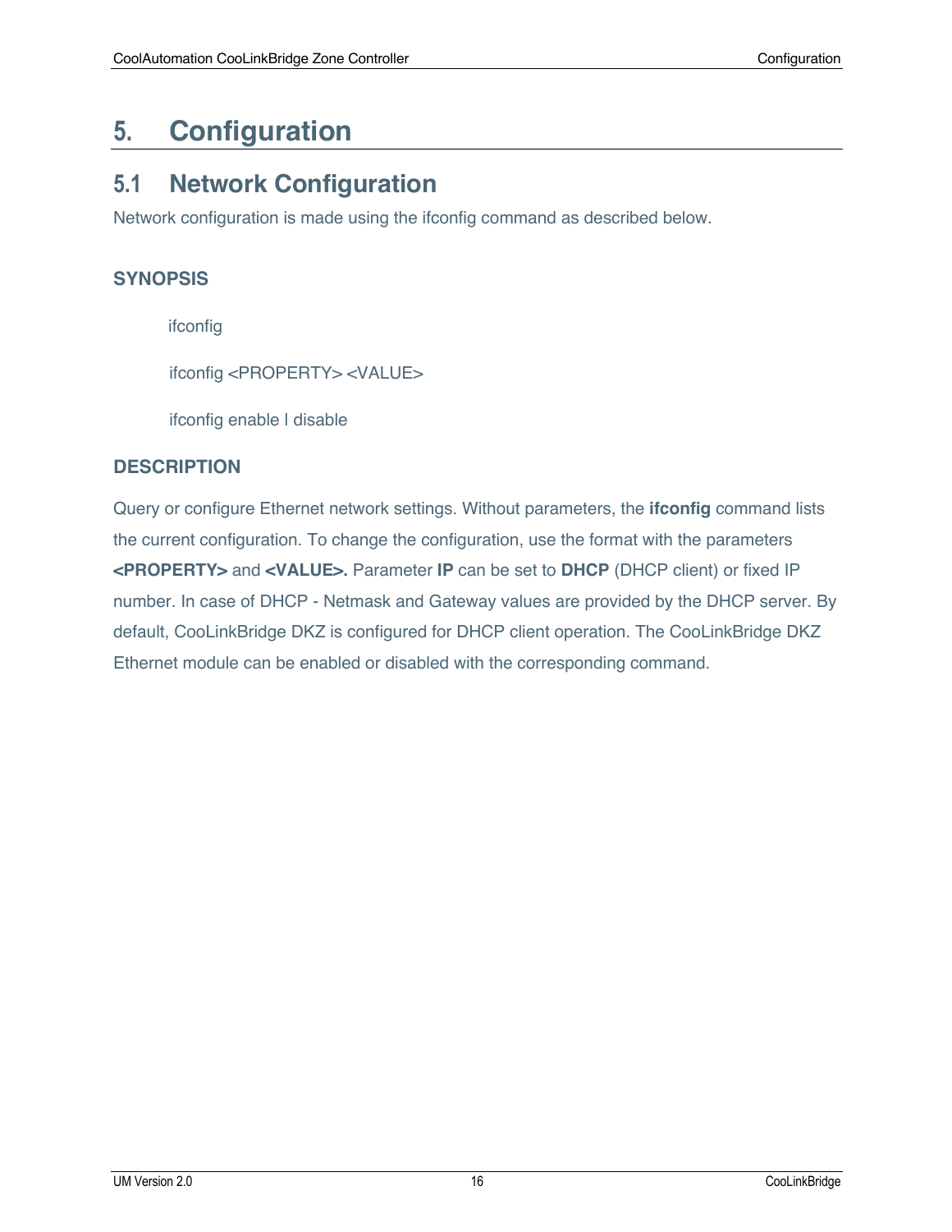# 5. Configuration

## 5.1 Network Configuration

Network configuration is made using the ifconfig command as described below.

### SYNOPSIS

```
ifconfig

ifconfig <PROPERTY> <VALUE>

ifconfig enable | disable
```

### DESCRIPTION

Query or configure Ethernet network settings. Without parameters, the **ifconfig** command lists the current configuration. To change the configuration, use the format with the parameters **<PROPERTY>** and **<VALUE>.** Parameter **IP** can be set to **DHCP** (DHCP client) or fixed IP number. In case of DHCP - Netmask and Gateway values are provided by the DHCP server. By default, CooLinkBridge DKZ is configured for DHCP client operation. The CooLinkBridge DKZ Ethernet module can be enabled or disabled with the corresponding command.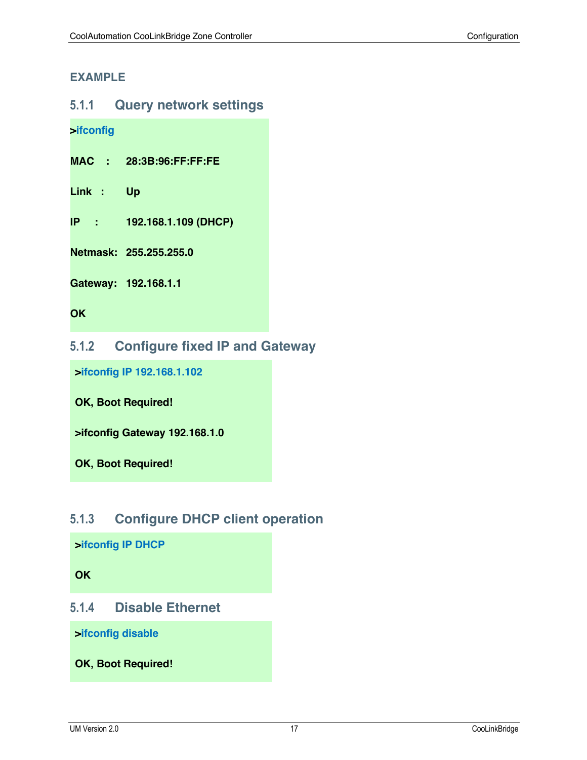**EXAMPLE**

### 5.1.1 Query network settings

```
>ifconfig

MAC    :    28:3B:96:FF:FF:FE

Link   :    Up

IP     :    192.168.1.109 (DHCP)

Netmask:    255.255.255.0

Gateway:    192.168.1.1

OK
```

### 5.1.2 Configure fixed IP and Gateway

```
>ifconfig IP 192.168.1.102

OK, Boot Required!

>ifconfig Gateway 192.168.1.0

OK, Boot Required!
```

### 5.1.3 Configure DHCP client operation

```
>ifconfig IP DHCP

OK
```

### 5.1.4 Disable Ethernet

```
>ifconfig disable

OK, Boot Required!
```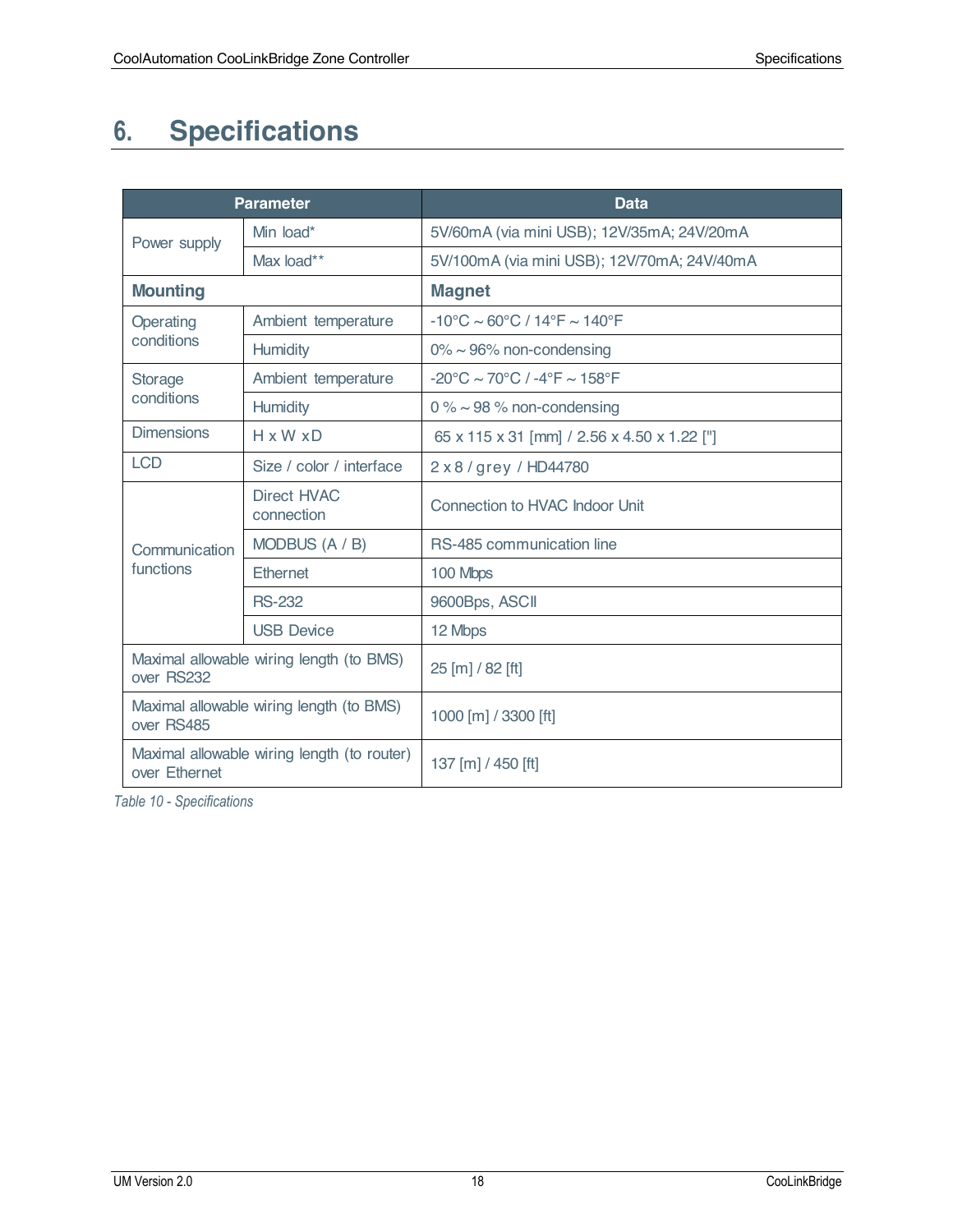# 6. Specifications

| Parameter | | Data |
|---|---|---|
| Power supply | Min load* | 5V/60mA (via mini USB); 12V/35mA; 24V/20mA |
| | Max load** | 5V/100mA (via mini USB); 12V/70mA; 24V/40mA |
| **Mounting** | | **Magnet** |
| Operating conditions | Ambient temperature | -10°C ~ 60°C / 14°F ~ 140°F |
| | Humidity | 0% ~ 96% non-condensing |
| Storage conditions | Ambient temperature | -20°C ~ 70°C / -4°F ~ 158°F |
| | Humidity | 0 % ~ 98 % non-condensing |
| Dimensions | H x W x D | 65 x 115 x 31 [mm] / 2.56 x 4.50 x 1.22 ["] |
| LCD | Size / color / interface | 2 x 8 / grey / HD44780 |
| Communication functions | Direct HVAC connection | Connection to HVAC Indoor Unit |
| | MODBUS (A / B) | RS-485 communication line |
| | Ethernet | 100 Mbps |
| | RS-232 | 9600Bps, ASCII |
| | USB Device | 12 Mbps |
| Maximal allowable wiring length (to BMS) over RS232 | | 25 [m] / 82 [ft] |
| Maximal allowable wiring length (to BMS) over RS485 | | 1000 [m] / 3300 [ft] |
| Maximal allowable wiring length (to router) over Ethernet | | 137 [m] / 450 [ft] |

*Table 10 - Specifications*